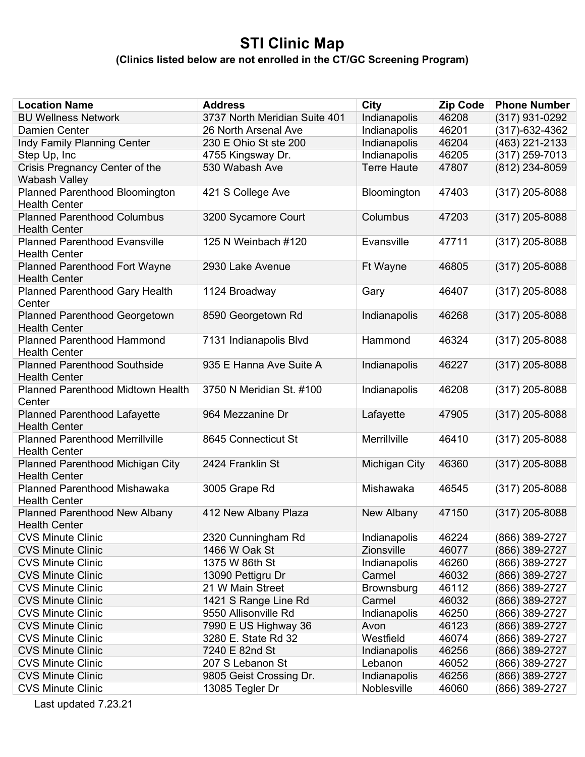# STI Clinic Map

**(Clinics listed below are not enrolled in the CT/GC Screening Program)**

| Location Name | Address | City | Zip Code | Phone Number |
|---|---|---|---|---|
| BU Wellness Network | 3737 North Meridian Suite 401 | Indianapolis | 46208 | (317) 931-0292 |
| Damien Center | 26 North Arsenal Ave | Indianapolis | 46201 | (317)-632-4362 |
| Indy Family Planning Center | 230 E Ohio St ste 200 | Indianapolis | 46204 | (463) 221-2133 |
| Step Up, Inc | 4755 Kingsway Dr. | Indianapolis | 46205 | (317) 259-7013 |
| Crisis Pregnancy Center of the Wabash Valley | 530 Wabash Ave | Terre Haute | 47807 | (812) 234-8059 |
| Planned Parenthood Bloomington Health Center | 421 S College Ave | Bloomington | 47403 | (317) 205-8088 |
| Planned Parenthood Columbus Health Center | 3200 Sycamore Court | Columbus | 47203 | (317) 205-8088 |
| Planned Parenthood Evansville Health Center | 125 N Weinbach #120 | Evansville | 47711 | (317) 205-8088 |
| Planned Parenthood Fort Wayne Health Center | 2930 Lake Avenue | Ft Wayne | 46805 | (317) 205-8088 |
| Planned Parenthood Gary Health Center | 1124 Broadway | Gary | 46407 | (317) 205-8088 |
| Planned Parenthood Georgetown Health Center | 8590 Georgetown Rd | Indianapolis | 46268 | (317) 205-8088 |
| Planned Parenthood Hammond Health Center | 7131 Indianapolis Blvd | Hammond | 46324 | (317) 205-8088 |
| Planned Parenthood Southside Health Center | 935 E Hanna Ave Suite A | Indianapolis | 46227 | (317) 205-8088 |
| Planned Parenthood Midtown Health Center | 3750 N Meridian St. #100 | Indianapolis | 46208 | (317) 205-8088 |
| Planned Parenthood Lafayette Health Center | 964 Mezzanine Dr | Lafayette | 47905 | (317) 205-8088 |
| Planned Parenthood Merrillville Health Center | 8645 Connecticut St | Merrillville | 46410 | (317) 205-8088 |
| Planned Parenthood Michigan City Health Center | 2424 Franklin St | Michigan City | 46360 | (317) 205-8088 |
| Planned Parenthood Mishawaka Health Center | 3005 Grape Rd | Mishawaka | 46545 | (317) 205-8088 |
| Planned Parenthood New Albany Health Center | 412 New Albany Plaza | New Albany | 47150 | (317) 205-8088 |
| CVS Minute Clinic | 2320 Cunningham Rd | Indianapolis | 46224 | (866) 389-2727 |
| CVS Minute Clinic | 1466 W Oak St | Zionsville | 46077 | (866) 389-2727 |
| CVS Minute Clinic | 1375 W 86th St | Indianapolis | 46260 | (866) 389-2727 |
| CVS Minute Clinic | 13090 Pettigru Dr | Carmel | 46032 | (866) 389-2727 |
| CVS Minute Clinic | 21 W Main Street | Brownsburg | 46112 | (866) 389-2727 |
| CVS Minute Clinic | 1421 S Range Line Rd | Carmel | 46032 | (866) 389-2727 |
| CVS Minute Clinic | 9550 Allisonville Rd | Indianapolis | 46250 | (866) 389-2727 |
| CVS Minute Clinic | 7990 E US Highway 36 | Avon | 46123 | (866) 389-2727 |
| CVS Minute Clinic | 3280 E. State Rd 32 | Westfield | 46074 | (866) 389-2727 |
| CVS Minute Clinic | 7240 E 82nd St | Indianapolis | 46256 | (866) 389-2727 |
| CVS Minute Clinic | 207 S Lebanon St | Lebanon | 46052 | (866) 389-2727 |
| CVS Minute Clinic | 9805 Geist Crossing Dr. | Indianapolis | 46256 | (866) 389-2727 |
| CVS Minute Clinic | 13085 Tegler Dr | Noblesville | 46060 | (866) 389-2727 |

Last updated 7.23.21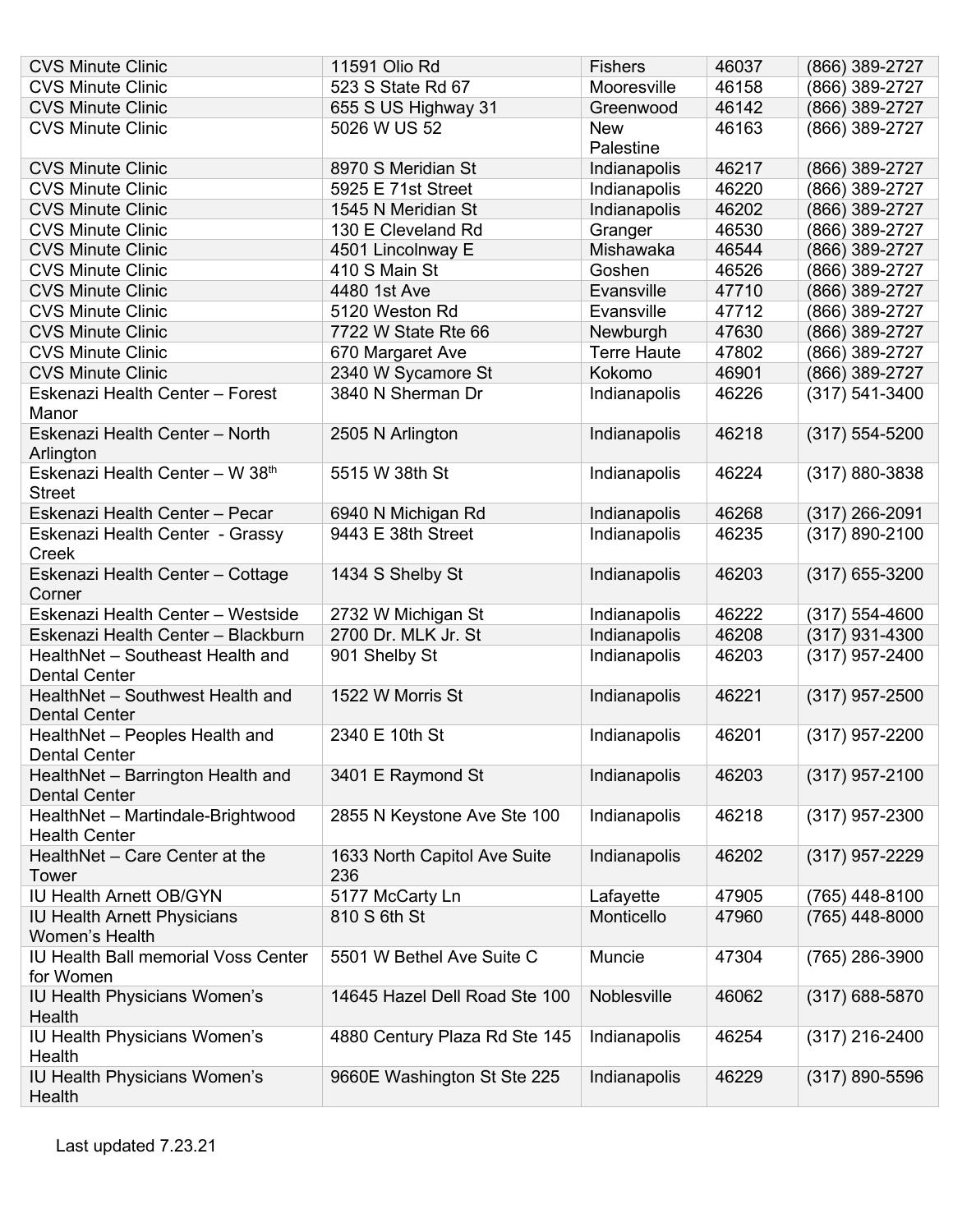| CVS Minute Clinic | 11591 Olio Rd | Fishers | 46037 | (866) 389-2727 |
|---|---|---|---|---|
| CVS Minute Clinic | 523 S State Rd 67 | Mooresville | 46158 | (866) 389-2727 |
| CVS Minute Clinic | 655 S US Highway 31 | Greenwood | 46142 | (866) 389-2727 |
| CVS Minute Clinic | 5026 W US 52 | New Palestine | 46163 | (866) 389-2727 |
| CVS Minute Clinic | 8970 S Meridian St | Indianapolis | 46217 | (866) 389-2727 |
| CVS Minute Clinic | 5925 E 71st Street | Indianapolis | 46220 | (866) 389-2727 |
| CVS Minute Clinic | 1545 N Meridian St | Indianapolis | 46202 | (866) 389-2727 |
| CVS Minute Clinic | 130 E Cleveland Rd | Granger | 46530 | (866) 389-2727 |
| CVS Minute Clinic | 4501 Lincolnway E | Mishawaka | 46544 | (866) 389-2727 |
| CVS Minute Clinic | 410 S Main St | Goshen | 46526 | (866) 389-2727 |
| CVS Minute Clinic | 4480 1st Ave | Evansville | 47710 | (866) 389-2727 |
| CVS Minute Clinic | 5120 Weston Rd | Evansville | 47712 | (866) 389-2727 |
| CVS Minute Clinic | 7722 W State Rte 66 | Newburgh | 47630 | (866) 389-2727 |
| CVS Minute Clinic | 670 Margaret Ave | Terre Haute | 47802 | (866) 389-2727 |
| CVS Minute Clinic | 2340 W Sycamore St | Kokomo | 46901 | (866) 389-2727 |
| Eskenazi Health Center – Forest Manor | 3840 N Sherman Dr | Indianapolis | 46226 | (317) 541-3400 |
| Eskenazi Health Center – North Arlington | 2505 N Arlington | Indianapolis | 46218 | (317) 554-5200 |
| Eskenazi Health Center – W 38th Street | 5515 W 38th St | Indianapolis | 46224 | (317) 880-3838 |
| Eskenazi Health Center – Pecar | 6940 N Michigan Rd | Indianapolis | 46268 | (317) 266-2091 |
| Eskenazi Health Center - Grassy Creek | 9443 E 38th Street | Indianapolis | 46235 | (317) 890-2100 |
| Eskenazi Health Center – Cottage Corner | 1434 S Shelby St | Indianapolis | 46203 | (317) 655-3200 |
| Eskenazi Health Center – Westside | 2732 W Michigan St | Indianapolis | 46222 | (317) 554-4600 |
| Eskenazi Health Center – Blackburn | 2700 Dr. MLK Jr. St | Indianapolis | 46208 | (317) 931-4300 |
| HealthNet – Southeast Health and Dental Center | 901 Shelby St | Indianapolis | 46203 | (317) 957-2400 |
| HealthNet – Southwest Health and Dental Center | 1522 W Morris St | Indianapolis | 46221 | (317) 957-2500 |
| HealthNet – Peoples Health and Dental Center | 2340 E 10th St | Indianapolis | 46201 | (317) 957-2200 |
| HealthNet – Barrington Health and Dental Center | 3401 E Raymond St | Indianapolis | 46203 | (317) 957-2100 |
| HealthNet – Martindale-Brightwood Health Center | 2855 N Keystone Ave Ste 100 | Indianapolis | 46218 | (317) 957-2300 |
| HealthNet – Care Center at the Tower | 1633 North Capitol Ave Suite 236 | Indianapolis | 46202 | (317) 957-2229 |
| IU Health Arnett OB/GYN | 5177 McCarty Ln | Lafayette | 47905 | (765) 448-8100 |
| IU Health Arnett Physicians Women's Health | 810 S 6th St | Monticello | 47960 | (765) 448-8000 |
| IU Health Ball memorial Voss Center for Women | 5501 W Bethel Ave Suite C | Muncie | 47304 | (765) 286-3900 |
| IU Health Physicians Women's Health | 14645 Hazel Dell Road Ste 100 | Noblesville | 46062 | (317) 688-5870 |
| IU Health Physicians Women's Health | 4880 Century Plaza Rd Ste 145 | Indianapolis | 46254 | (317) 216-2400 |
| IU Health Physicians Women's Health | 9660E Washington St Ste 225 | Indianapolis | 46229 | (317) 890-5596 |

Last updated 7.23.21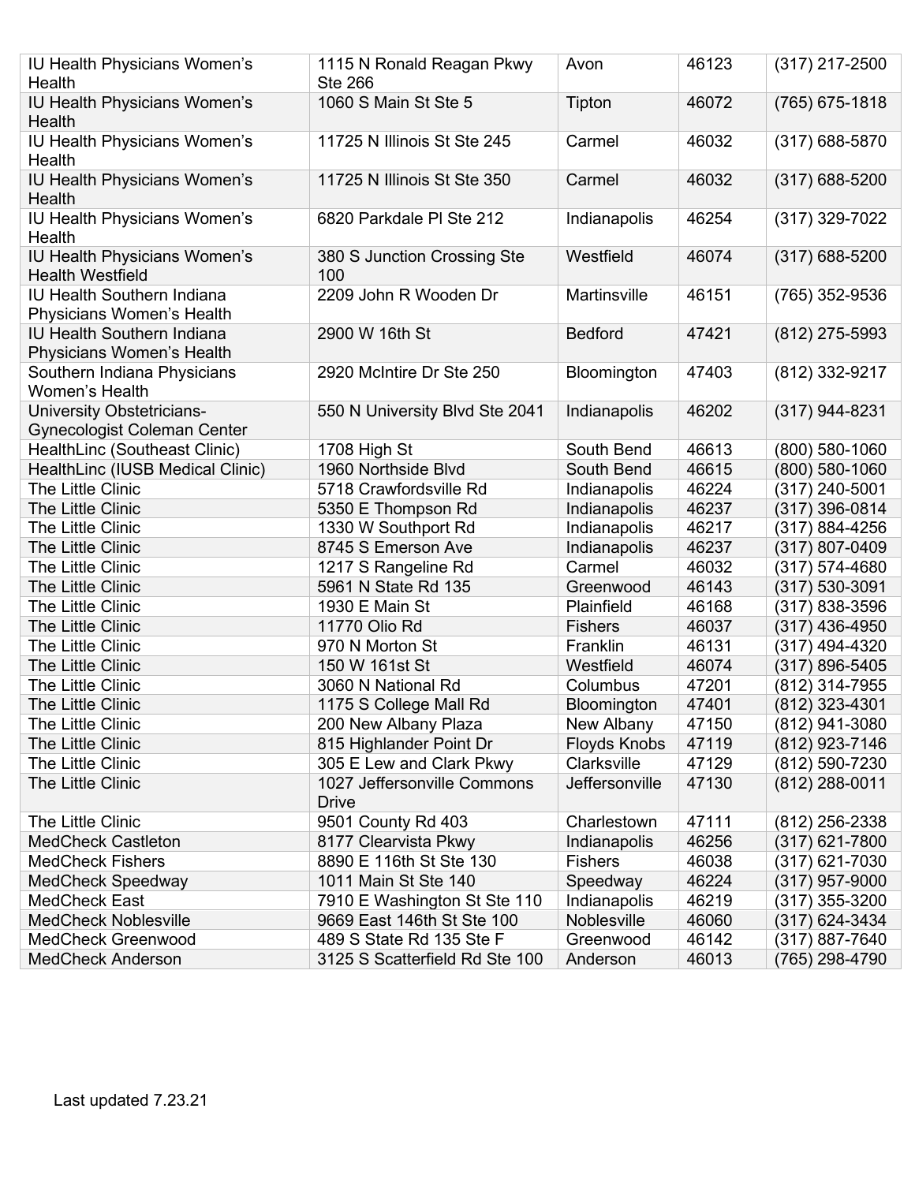| | | | | |
|---|---|---|---|---|
| IU Health Physicians Women's Health | 1115 N Ronald Reagan Pkwy Ste 266 | Avon | 46123 | (317) 217-2500 |
| IU Health Physicians Women's Health | 1060 S Main St Ste 5 | Tipton | 46072 | (765) 675-1818 |
| IU Health Physicians Women's Health | 11725 N Illinois St Ste 245 | Carmel | 46032 | (317) 688-5870 |
| IU Health Physicians Women's Health | 11725 N Illinois St Ste 350 | Carmel | 46032 | (317) 688-5200 |
| IU Health Physicians Women's Health | 6820 Parkdale Pl Ste 212 | Indianapolis | 46254 | (317) 329-7022 |
| IU Health Physicians Women's Health Westfield | 380 S Junction Crossing Ste 100 | Westfield | 46074 | (317) 688-5200 |
| IU Health Southern Indiana Physicians Women's Health | 2209 John R Wooden Dr | Martinsville | 46151 | (765) 352-9536 |
| IU Health Southern Indiana Physicians Women's Health | 2900 W 16th St | Bedford | 47421 | (812) 275-5993 |
| Southern Indiana Physicians Women's Health | 2920 McIntire Dr Ste 250 | Bloomington | 47403 | (812) 332-9217 |
| University Obstetricians-Gynecologist Coleman Center | 550 N University Blvd Ste 2041 | Indianapolis | 46202 | (317) 944-8231 |
| HealthLinc (Southeast Clinic) | 1708 High St | South Bend | 46613 | (800) 580-1060 |
| HealthLinc (IUSB Medical Clinic) | 1960 Northside Blvd | South Bend | 46615 | (800) 580-1060 |
| The Little Clinic | 5718 Crawfordsville Rd | Indianapolis | 46224 | (317) 240-5001 |
| The Little Clinic | 5350 E Thompson Rd | Indianapolis | 46237 | (317) 396-0814 |
| The Little Clinic | 1330 W Southport Rd | Indianapolis | 46217 | (317) 884-4256 |
| The Little Clinic | 8745 S Emerson Ave | Indianapolis | 46237 | (317) 807-0409 |
| The Little Clinic | 1217 S Rangeline Rd | Carmel | 46032 | (317) 574-4680 |
| The Little Clinic | 5961 N State Rd 135 | Greenwood | 46143 | (317) 530-3091 |
| The Little Clinic | 1930 E Main St | Plainfield | 46168 | (317) 838-3596 |
| The Little Clinic | 11770 Olio Rd | Fishers | 46037 | (317) 436-4950 |
| The Little Clinic | 970 N Morton St | Franklin | 46131 | (317) 494-4320 |
| The Little Clinic | 150 W 161st St | Westfield | 46074 | (317) 896-5405 |
| The Little Clinic | 3060 N National Rd | Columbus | 47201 | (812) 314-7955 |
| The Little Clinic | 1175 S College Mall Rd | Bloomington | 47401 | (812) 323-4301 |
| The Little Clinic | 200 New Albany Plaza | New Albany | 47150 | (812) 941-3080 |
| The Little Clinic | 815 Highlander Point Dr | Floyds Knobs | 47119 | (812) 923-7146 |
| The Little Clinic | 305 E Lew and Clark Pkwy | Clarksville | 47129 | (812) 590-7230 |
| The Little Clinic | 1027 Jeffersonville Commons Drive | Jeffersonville | 47130 | (812) 288-0011 |
| The Little Clinic | 9501 County Rd 403 | Charlestown | 47111 | (812) 256-2338 |
| MedCheck Castleton | 8177 Clearvista Pkwy | Indianapolis | 46256 | (317) 621-7800 |
| MedCheck Fishers | 8890 E 116th St Ste 130 | Fishers | 46038 | (317) 621-7030 |
| MedCheck Speedway | 1011 Main St Ste 140 | Speedway | 46224 | (317) 957-9000 |
| MedCheck East | 7910 E Washington St Ste 110 | Indianapolis | 46219 | (317) 355-3200 |
| MedCheck Noblesville | 9669 East 146th St Ste 100 | Noblesville | 46060 | (317) 624-3434 |
| MedCheck Greenwood | 489 S State Rd 135 Ste F | Greenwood | 46142 | (317) 887-7640 |
| MedCheck Anderson | 3125 S Scatterfield Rd Ste 100 | Anderson | 46013 | (765) 298-4790 |

Last updated 7.23.21